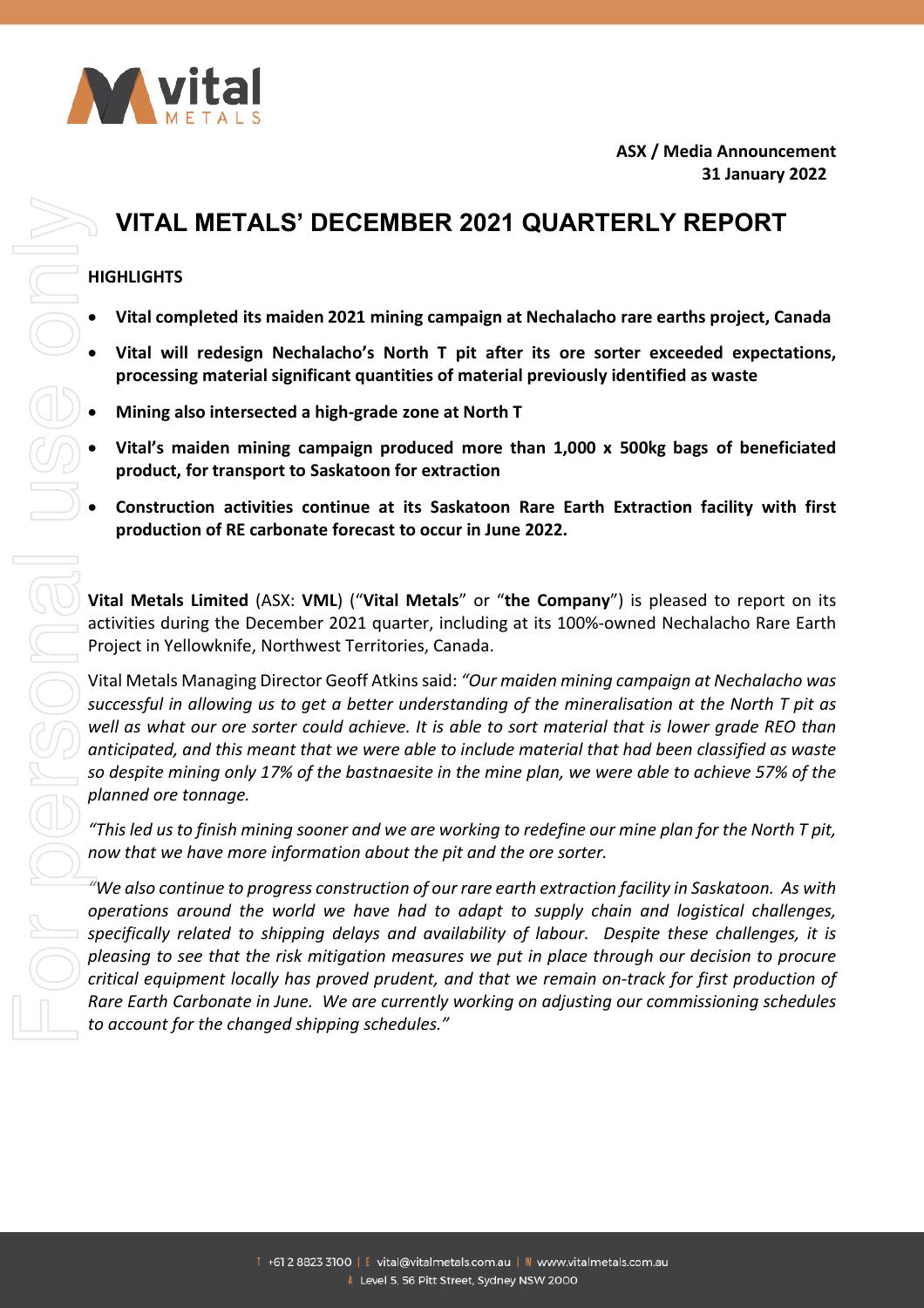ASX / Media Announcement
31 January 2022

# VITAL METALS' DECEMBER 2021 QUARTERLY REPORT

**HIGHLIGHTS**

- **Vital completed its maiden 2021 mining campaign at Nechalacho rare earths project, Canada**
- **Vital will redesign Nechalacho's North T pit after its ore sorter exceeded expectations, processing material significant quantities of material previously identified as waste**
- **Mining also intersected a high-grade zone at North T**
- **Vital's maiden mining campaign produced more than 1,000 x 500kg bags of beneficiated product, for transport to Saskatoon for extraction**
- **Construction activities continue at its Saskatoon Rare Earth Extraction facility with first production of RE carbonate forecast to occur in June 2022.**

**Vital Metals Limited** (ASX: **VML**) ("**Vital Metals**" or "**the Company**") is pleased to report on its activities during the December 2021 quarter, including at its 100%-owned Nechalacho Rare Earth Project in Yellowknife, Northwest Territories, Canada.

Vital Metals Managing Director Geoff Atkins said: *"Our maiden mining campaign at Nechalacho was successful in allowing us to get a better understanding of the mineralisation at the North T pit as well as what our ore sorter could achieve. It is able to sort material that is lower grade REO than anticipated, and this meant that we were able to include material that had been classified as waste so despite mining only 17% of the bastnaesite in the mine plan, we were able to achieve 57% of the planned ore tonnage.*

*"This led us to finish mining sooner and we are working to redefine our mine plan for the North T pit, now that we have more information about the pit and the ore sorter.*

*"We also continue to progress construction of our rare earth extraction facility in Saskatoon. As with operations around the world we have had to adapt to supply chain and logistical challenges, specifically related to shipping delays and availability of labour. Despite these challenges, it is pleasing to see that the risk mitigation measures we put in place through our decision to procure critical equipment locally has proved prudent, and that we remain on-track for first production of Rare Earth Carbonate in June. We are currently working on adjusting our commissioning schedules to account for the changed shipping schedules."*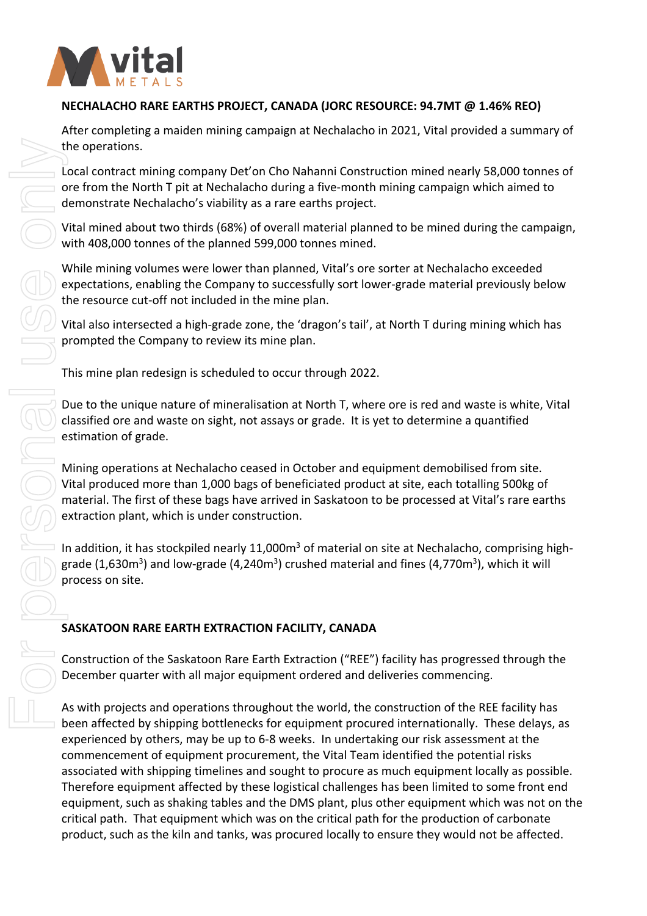## NECHALACHO RARE EARTHS PROJECT, CANADA (JORC RESOURCE: 94.7MT @ 1.46% REO)

After completing a maiden mining campaign at Nechalacho in 2021, Vital provided a summary of the operations.

Local contract mining company Det'on Cho Nahanni Construction mined nearly 58,000 tonnes of ore from the North T pit at Nechalacho during a five-month mining campaign which aimed to demonstrate Nechalacho's viability as a rare earths project.

Vital mined about two thirds (68%) of overall material planned to be mined during the campaign, with 408,000 tonnes of the planned 599,000 tonnes mined.

While mining volumes were lower than planned, Vital's ore sorter at Nechalacho exceeded expectations, enabling the Company to successfully sort lower-grade material previously below the resource cut-off not included in the mine plan.

Vital also intersected a high-grade zone, the 'dragon's tail', at North T during mining which has prompted the Company to review its mine plan.

This mine plan redesign is scheduled to occur through 2022.

Due to the unique nature of mineralisation at North T, where ore is red and waste is white, Vital classified ore and waste on sight, not assays or grade. It is yet to determine a quantified estimation of grade.

Mining operations at Nechalacho ceased in October and equipment demobilised from site. Vital produced more than 1,000 bags of beneficiated product at site, each totalling 500kg of material. The first of these bags have arrived in Saskatoon to be processed at Vital's rare earths extraction plant, which is under construction.

In addition, it has stockpiled nearly 11,000m$^3$ of material on site at Nechalacho, comprising high-grade (1,630m$^3$) and low-grade (4,240m$^3$) crushed material and fines (4,770m$^3$), which it will process on site.

## SASKATOON RARE EARTH EXTRACTION FACILITY, CANADA

Construction of the Saskatoon Rare Earth Extraction ("REE") facility has progressed through the December quarter with all major equipment ordered and deliveries commencing.

As with projects and operations throughout the world, the construction of the REE facility has been affected by shipping bottlenecks for equipment procured internationally. These delays, as experienced by others, may be up to 6-8 weeks. In undertaking our risk assessment at the commencement of equipment procurement, the Vital Team identified the potential risks associated with shipping timelines and sought to procure as much equipment locally as possible. Therefore equipment affected by these logistical challenges has been limited to some front end equipment, such as shaking tables and the DMS plant, plus other equipment which was not on the critical path. That equipment which was on the critical path for the production of carbonate product, such as the kiln and tanks, was procured locally to ensure they would not be affected.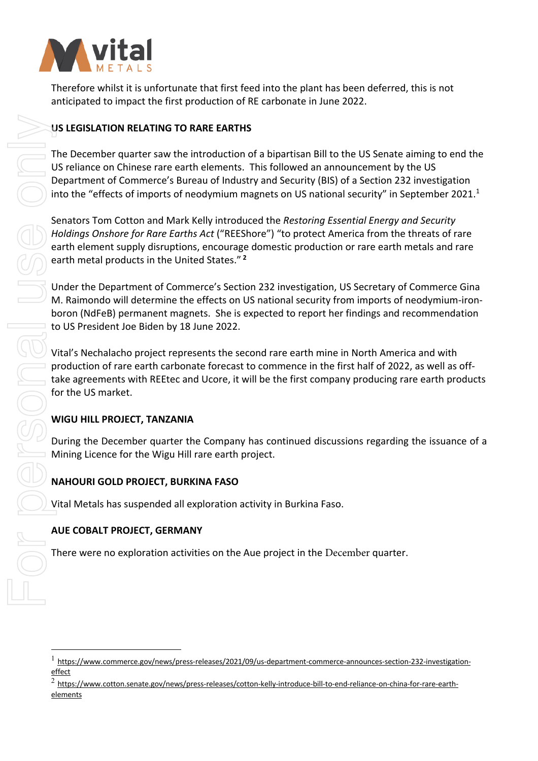Therefore whilst it is unfortunate that first feed into the plant has been deferred, this is not anticipated to impact the first production of RE carbonate in June 2022.

## US LEGISLATION RELATING TO RARE EARTHS

The December quarter saw the introduction of a bipartisan Bill to the US Senate aiming to end the US reliance on Chinese rare earth elements. This followed an announcement by the US Department of Commerce's Bureau of Industry and Security (BIS) of a Section 232 investigation into the "effects of imports of neodymium magnets on US national security" in September 2021.[1]

Senators Tom Cotton and Mark Kelly introduced the *Restoring Essential Energy and Security Holdings Onshore for Rare Earths Act* ("REEShore") "to protect America from the threats of rare earth element supply disruptions, encourage domestic production or rare earth metals and rare earth metal products in the United States." [2]

Under the Department of Commerce's Section 232 investigation, US Secretary of Commerce Gina M. Raimondo will determine the effects on US national security from imports of neodymium-iron-boron (NdFeB) permanent magnets. She is expected to report her findings and recommendation to US President Joe Biden by 18 June 2022.

Vital's Nechalacho project represents the second rare earth mine in North America and with production of rare earth carbonate forecast to commence in the first half of 2022, as well as off-take agreements with REEtec and Ucore, it will be the first company producing rare earth products for the US market.

## WIGU HILL PROJECT, TANZANIA

During the December quarter the Company has continued discussions regarding the issuance of a Mining Licence for the Wigu Hill rare earth project.

## NAHOURI GOLD PROJECT, BURKINA FASO

Vital Metals has suspended all exploration activity in Burkina Faso.

## AUE COBALT PROJECT, GERMANY

There were no exploration activities on the Aue project in the December quarter.

---

[1] https://www.commerce.gov/news/press-releases/2021/09/us-department-commerce-announces-section-232-investigation-effect

[2] https://www.cotton.senate.gov/news/press-releases/cotton-kelly-introduce-bill-to-end-reliance-on-china-for-rare-earth-elements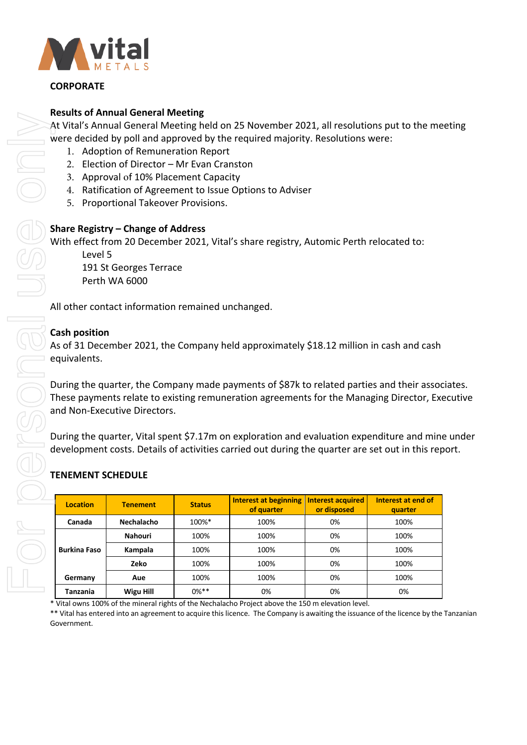## CORPORATE

### Results of Annual General Meeting

At Vital's Annual General Meeting held on 25 November 2021, all resolutions put to the meeting were decided by poll and approved by the required majority. Resolutions were:

1. Adoption of Remuneration Report
2. Election of Director – Mr Evan Cranston
3. Approval of 10% Placement Capacity
4. Ratification of Agreement to Issue Options to Adviser
5. Proportional Takeover Provisions.

### Share Registry – Change of Address

With effect from 20 December 2021, Vital's share registry, Automic Perth relocated to:

Level 5
191 St Georges Terrace
Perth WA 6000

All other contact information remained unchanged.

### Cash position

As of 31 December 2021, the Company held approximately $18.12 million in cash and cash equivalents.

During the quarter, the Company made payments of $87k to related parties and their associates. These payments relate to existing remuneration agreements for the Managing Director, Executive and Non-Executive Directors.

During the quarter, Vital spent $7.17m on exploration and evaluation expenditure and mine under development costs. Details of activities carried out during the quarter are set out in this report.

## TENEMENT SCHEDULE

| Location | Tenement | Status | Interest at beginning of quarter | Interest acquired or disposed | Interest at end of quarter |
|---|---|---|---|---|---|
| Canada | Nechalacho | 100%* | 100% | 0% | 100% |
| Burkina Faso | Nahouri | 100% | 100% | 0% | 100% |
| | Kampala | 100% | 100% | 0% | 100% |
| | Zeko | 100% | 100% | 0% | 100% |
| Germany | Aue | 100% | 100% | 0% | 100% |
| Tanzania | Wigu Hill | 0%** | 0% | 0% | 0% |

* Vital owns 100% of the mineral rights of the Nechalacho Project above the 150 m elevation level.

** Vital has entered into an agreement to acquire this licence. The Company is awaiting the issuance of the licence by the Tanzanian Government.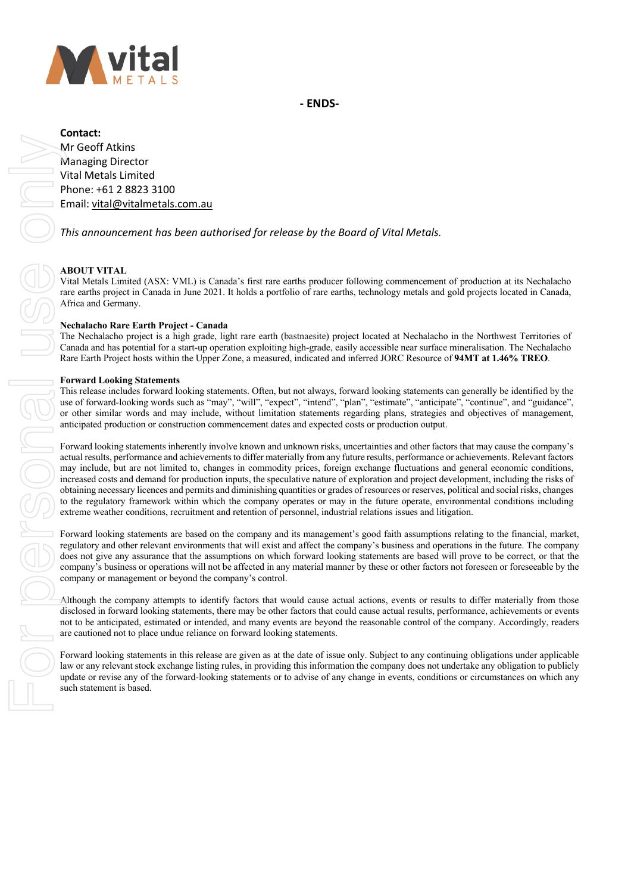**- ENDS-**

**Contact:**
Mr Geoff Atkins
Managing Director
Vital Metals Limited
Phone: +61 2 8823 3100
Email: vital@vitalmetals.com.au

*This announcement has been authorised for release by the Board of Vital Metals.*

**ABOUT VITAL**

Vital Metals Limited (ASX: VML) is Canada's first rare earths producer following commencement of production at its Nechalacho rare earths project in Canada in June 2021. It holds a portfolio of rare earths, technology metals and gold projects located in Canada, Africa and Germany.

**Nechalacho Rare Earth Project - Canada**

The Nechalacho project is a high grade, light rare earth (bastnaesite) project located at Nechalacho in the Northwest Territories of Canada and has potential for a start-up operation exploiting high-grade, easily accessible near surface mineralisation. The Nechalacho Rare Earth Project hosts within the Upper Zone, a measured, indicated and inferred JORC Resource of **94MT at 1.46% TREO**.

**Forward Looking Statements**

This release includes forward looking statements. Often, but not always, forward looking statements can generally be identified by the use of forward-looking words such as "may", "will", "expect", "intend", "plan", "estimate", "anticipate", "continue", and "guidance", or other similar words and may include, without limitation statements regarding plans, strategies and objectives of management, anticipated production or construction commencement dates and expected costs or production output.

Forward looking statements inherently involve known and unknown risks, uncertainties and other factors that may cause the company's actual results, performance and achievements to differ materially from any future results, performance or achievements. Relevant factors may include, but are not limited to, changes in commodity prices, foreign exchange fluctuations and general economic conditions, increased costs and demand for production inputs, the speculative nature of exploration and project development, including the risks of obtaining necessary licences and permits and diminishing quantities or grades of resources or reserves, political and social risks, changes to the regulatory framework within which the company operates or may in the future operate, environmental conditions including extreme weather conditions, recruitment and retention of personnel, industrial relations issues and litigation.

Forward looking statements are based on the company and its management's good faith assumptions relating to the financial, market, regulatory and other relevant environments that will exist and affect the company's business and operations in the future. The company does not give any assurance that the assumptions on which forward looking statements are based will prove to be correct, or that the company's business or operations will not be affected in any material manner by these or other factors not foreseen or foreseeable by the company or management or beyond the company's control.

Although the company attempts to identify factors that would cause actual actions, events or results to differ materially from those disclosed in forward looking statements, there may be other factors that could cause actual results, performance, achievements or events not to be anticipated, estimated or intended, and many events are beyond the reasonable control of the company. Accordingly, readers are cautioned not to place undue reliance on forward looking statements.

Forward looking statements in this release are given as at the date of issue only. Subject to any continuing obligations under applicable law or any relevant stock exchange listing rules, in providing this information the company does not undertake any obligation to publicly update or revise any of the forward-looking statements or to advise of any change in events, conditions or circumstances on which any such statement is based.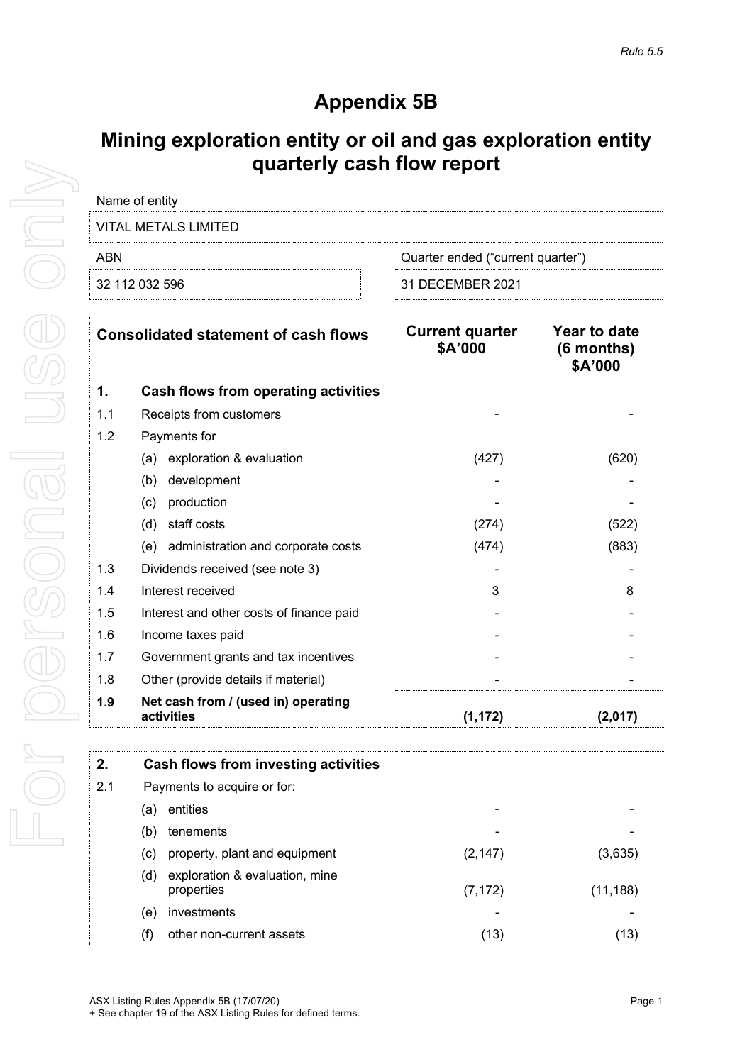# Appendix 5B

## Mining exploration entity or oil and gas exploration entity quarterly cash flow report

| Name of entity | |
|---|---|
| VITAL METALS LIMITED | |

| ABN | Quarter ended ("current quarter") |
|---|---|
| 32 112 032 596 | 31 DECEMBER 2021 |

| | Consolidated statement of cash flows | Current quarter $A'000 | Year to date (6 months) $A'000 |
|---|---|---|---|
| **1.** | **Cash flows from operating activities** | | |
| 1.1 | Receipts from customers | - | - |
| 1.2 | Payments for | | |
| | (a) exploration & evaluation | (427) | (620) |
| | (b) development | - | - |
| | (c) production | - | - |
| | (d) staff costs | (274) | (522) |
| | (e) administration and corporate costs | (474) | (883) |
| 1.3 | Dividends received (see note 3) | - | - |
| 1.4 | Interest received | 3 | 8 |
| 1.5 | Interest and other costs of finance paid | - | - |
| 1.6 | Income taxes paid | - | - |
| 1.7 | Government grants and tax incentives | - | - |
| 1.8 | Other (provide details if material) | - | - |
| **1.9** | **Net cash from / (used in) operating activities** | **(1,172)** | **(2,017)** |

| | | | |
|---|---|---|---|
| **2.** | **Cash flows from investing activities** | | |
| 2.1 | Payments to acquire or for: | | |
| | (a) entities | - | - |
| | (b) tenements | - | - |
| | (c) property, plant and equipment | (2,147) | (3,635) |
| | (d) exploration & evaluation, mine properties | (7,172) | (11,188) |
| | (e) investments | - | - |
| | (f) other non-current assets | (13) | (13) |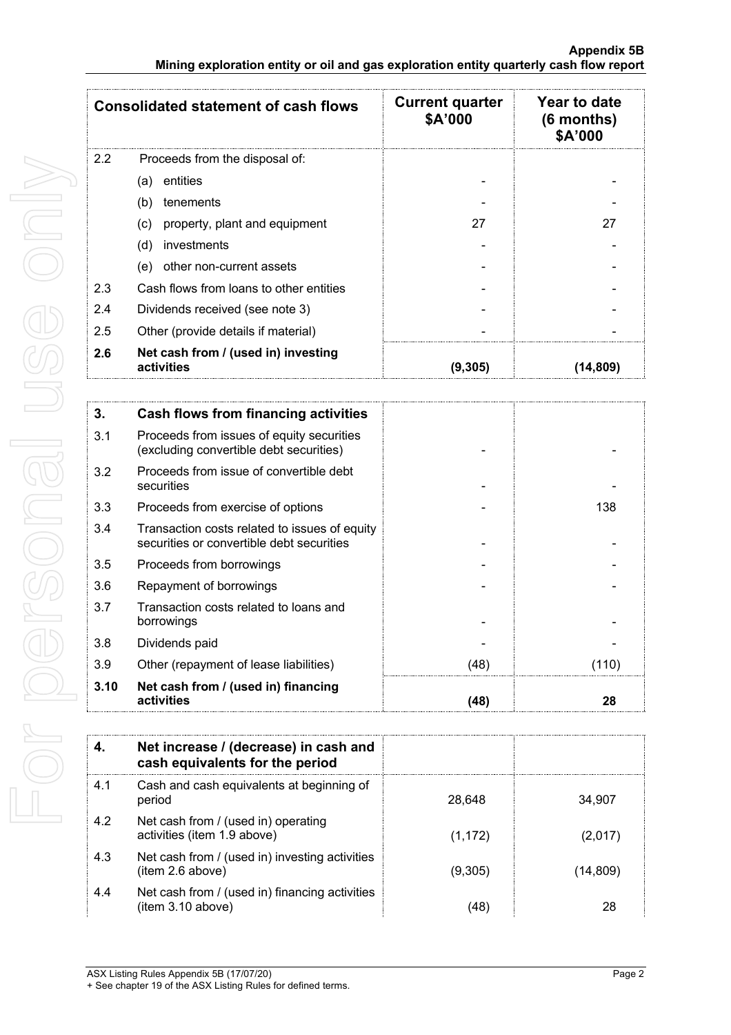| Consolidated statement of cash flows | | Current quarter $A'000 | Year to date (6 months) $A'000 |
|---|---|---|---|
| 2.2 | Proceeds from the disposal of: | | |
| | (a) entities | - | - |
| | (b) tenements | - | - |
| | (c) property, plant and equipment | 27 | 27 |
| | (d) investments | - | - |
| | (e) other non-current assets | - | - |
| 2.3 | Cash flows from loans to other entities | - | - |
| 2.4 | Dividends received (see note 3) | - | - |
| 2.5 | Other (provide details if material) | - | - |
| **2.6** | **Net cash from / (used in) investing activities** | **(9,305)** | **(14,809)** |

| **3.** | **Cash flows from financing activities** | | |
|---|---|---|---|
| 3.1 | Proceeds from issues of equity securities (excluding convertible debt securities) | - | - |
| 3.2 | Proceeds from issue of convertible debt securities | - | - |
| 3.3 | Proceeds from exercise of options | - | 138 |
| 3.4 | Transaction costs related to issues of equity securities or convertible debt securities | - | - |
| 3.5 | Proceeds from borrowings | - | - |
| 3.6 | Repayment of borrowings | - | - |
| 3.7 | Transaction costs related to loans and borrowings | - | - |
| 3.8 | Dividends paid | - | - |
| 3.9 | Other (repayment of lease liabilities) | (48) | (110) |
| **3.10** | **Net cash from / (used in) financing activities** | **(48)** | **28** |

| **4.** | **Net increase / (decrease) in cash and cash equivalents for the period** | | |
|---|---|---|---|
| 4.1 | Cash and cash equivalents at beginning of period | 28,648 | 34,907 |
| 4.2 | Net cash from / (used in) operating activities (item 1.9 above) | (1,172) | (2,017) |
| 4.3 | Net cash from / (used in) investing activities (item 2.6 above) | (9,305) | (14,809) |
| 4.4 | Net cash from / (used in) financing activities (item 3.10 above) | (48) | 28 |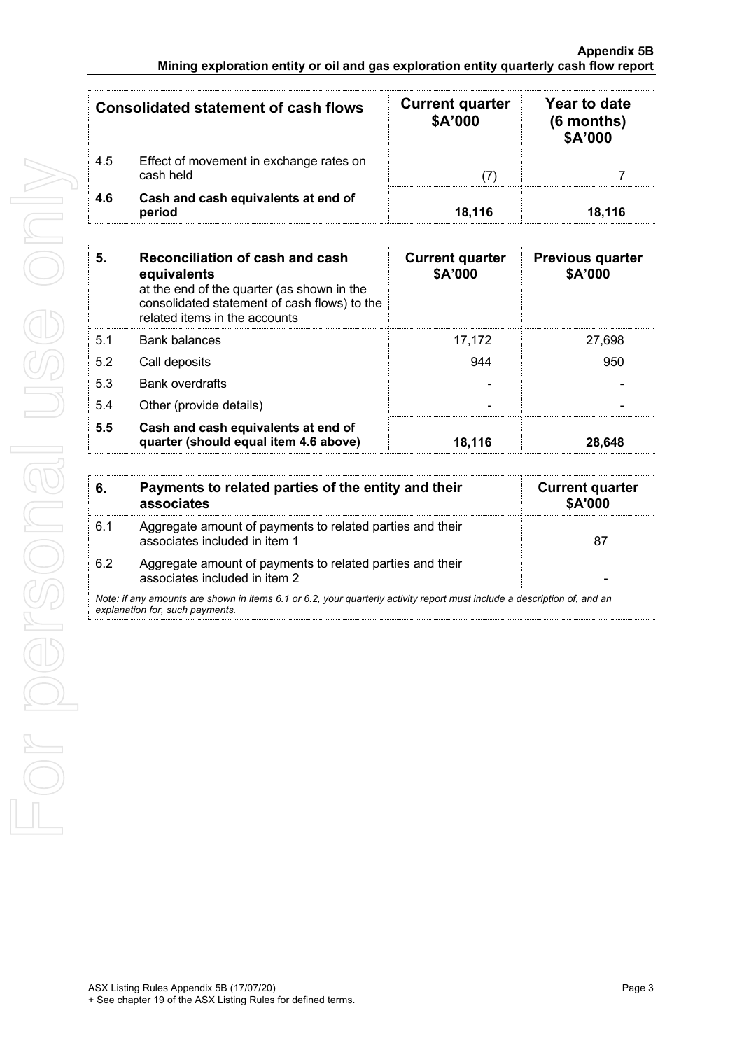| Consolidated statement of cash flows | | Current quarter $A'000 | Year to date (6 months) $A'000 |
|---|---|---|---|
| 4.5 | Effect of movement in exchange rates on cash held | (7) | 7 |
| **4.6** | **Cash and cash equivalents at end of period** | **18,116** | **18,116** |

| **5.** | **Reconciliation of cash and cash equivalents** at the end of the quarter (as shown in the consolidated statement of cash flows) to the related items in the accounts | **Current quarter $A'000** | **Previous quarter $A'000** |
|---|---|---|---|
| 5.1 | Bank balances | 17,172 | 27,698 |
| 5.2 | Call deposits | 944 | 950 |
| 5.3 | Bank overdrafts | - | - |
| 5.4 | Other (provide details) | - | - |
| **5.5** | **Cash and cash equivalents at end of quarter (should equal item 4.6 above)** | **18,116** | **28,648** |

| **6.** | **Payments to related parties of the entity and their associates** | **Current quarter $A'000** |
|---|---|---|
| 6.1 | Aggregate amount of payments to related parties and their associates included in item 1 | 87 |
| 6.2 | Aggregate amount of payments to related parties and their associates included in item 2 | - |

*Note: if any amounts are shown in items 6.1 or 6.2, your quarterly activity report must include a description of, and an explanation for, such payments.*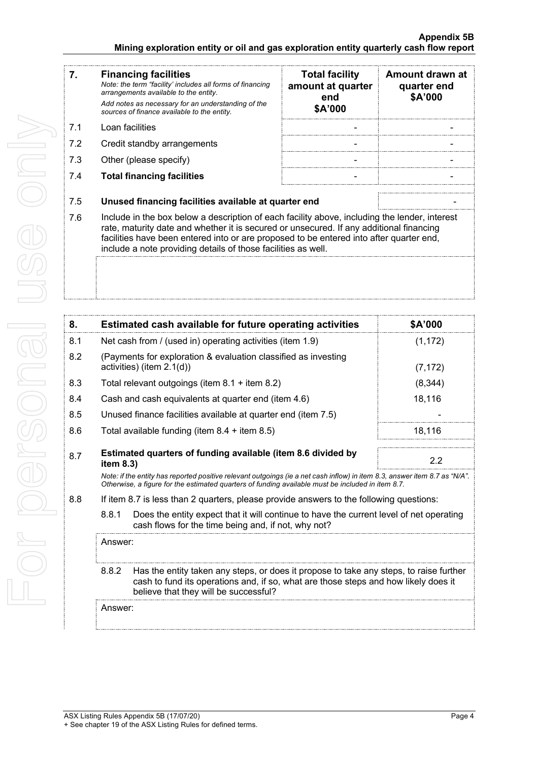| 7. | **Financing facilities**<br>*Note: the term "facility' includes all forms of financing arrangements available to the entity.*<br>*Add notes as necessary for an understanding of the sources of finance available to the entity.* | **Total facility amount at quarter end \$A'000** | **Amount drawn at quarter end \$A'000** |
|---|---|---|---|
| 7.1 | Loan facilities | - | - |
| 7.2 | Credit standby arrangements | - | - |
| 7.3 | Other (please specify) | - | - |
| 7.4 | **Total financing facilities** | - | - |

| | | |
|---|---|---|
| 7.5 | **Unused financing facilities available at quarter end** | - |

7.6 Include in the box below a description of each facility above, including the lender, interest rate, maturity date and whether it is secured or unsecured. If any additional financing facilities have been entered into or are proposed to be entered into after quarter end, include a note providing details of those facilities as well.

| 8. | **Estimated cash available for future operating activities** | **\$A'000** |
|---|---|---|
| 8.1 | Net cash from / (used in) operating activities (item 1.9) | (1,172) |
| 8.2 | (Payments for exploration & evaluation classified as investing activities) (item 2.1(d)) | (7,172) |
| 8.3 | Total relevant outgoings (item 8.1 + item 8.2) | (8,344) |
| 8.4 | Cash and cash equivalents at quarter end (item 4.6) | 18,116 |
| 8.5 | Unused finance facilities available at quarter end (item 7.5) | - |
| 8.6 | Total available funding (item 8.4 + item 8.5) | 18,116 |
| 8.7 | **Estimated quarters of funding available (item 8.6 divided by item 8.3)** | 2.2 |

*Note: if the entity has reported positive relevant outgoings (ie a net cash inflow) in item 8.3, answer item 8.7 as "N/A". Otherwise, a figure for the estimated quarters of funding available must be included in item 8.7.*

8.8 If item 8.7 is less than 2 quarters, please provide answers to the following questions:

8.8.1 Does the entity expect that it will continue to have the current level of net operating cash flows for the time being and, if not, why not?

Answer:

8.8.2 Has the entity taken any steps, or does it propose to take any steps, to raise further cash to fund its operations and, if so, what are those steps and how likely does it believe that they will be successful?

Answer: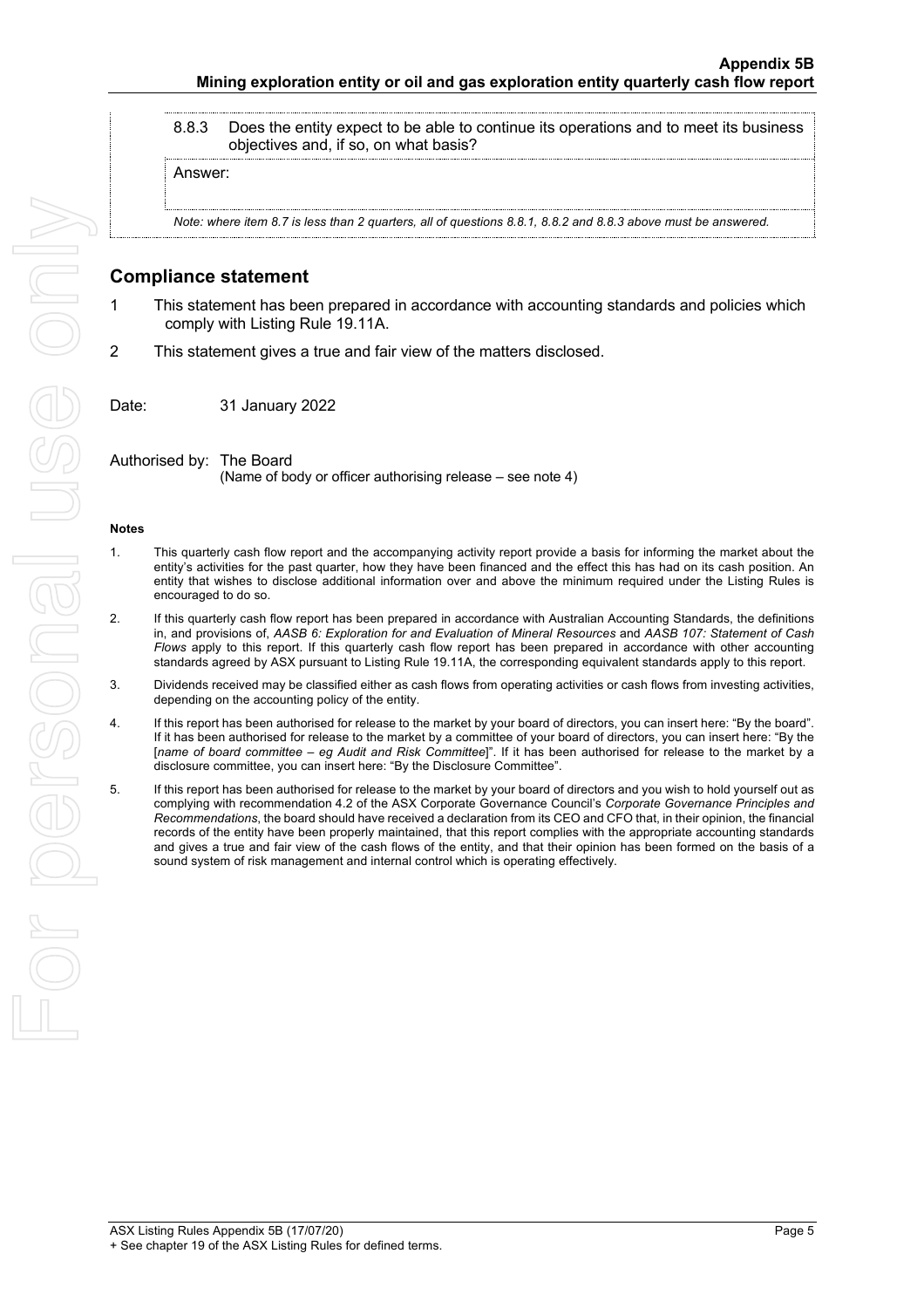8.8.3 Does the entity expect to be able to continue its operations and to meet its business objectives and, if so, on what basis?

Answer:

*Note: where item 8.7 is less than 2 quarters, all of questions 8.8.1, 8.8.2 and 8.8.3 above must be answered.*

## Compliance statement

1 This statement has been prepared in accordance with accounting standards and policies which comply with Listing Rule 19.11A.

2 This statement gives a true and fair view of the matters disclosed.

Date: 31 January 2022

Authorised by: The Board
(Name of body or officer authorising release – see note 4)

#### Notes

1. This quarterly cash flow report and the accompanying activity report provide a basis for informing the market about the entity's activities for the past quarter, how they have been financed and the effect this has had on its cash position. An entity that wishes to disclose additional information over and above the minimum required under the Listing Rules is encouraged to do so.
2. If this quarterly cash flow report has been prepared in accordance with Australian Accounting Standards, the definitions in, and provisions of, *AASB 6: Exploration for and Evaluation of Mineral Resources* and *AASB 107: Statement of Cash Flows* apply to this report. If this quarterly cash flow report has been prepared in accordance with other accounting standards agreed by ASX pursuant to Listing Rule 19.11A, the corresponding equivalent standards apply to this report.
3. Dividends received may be classified either as cash flows from operating activities or cash flows from investing activities, depending on the accounting policy of the entity.
4. If this report has been authorised for release to the market by your board of directors, you can insert here: "By the board". If it has been authorised for release to the market by a committee of your board of directors, you can insert here: "By the [*name of board committee – eg Audit and Risk Committee*]". If it has been authorised for release to the market by a disclosure committee, you can insert here: "By the Disclosure Committee".
5. If this report has been authorised for release to the market by your board of directors and you wish to hold yourself out as complying with recommendation 4.2 of the ASX Corporate Governance Council's *Corporate Governance Principles and Recommendations*, the board should have received a declaration from its CEO and CFO that, in their opinion, the financial records of the entity have been properly maintained, that this report complies with the appropriate accounting standards and gives a true and fair view of the cash flows of the entity, and that their opinion has been formed on the basis of a sound system of risk management and internal control which is operating effectively.